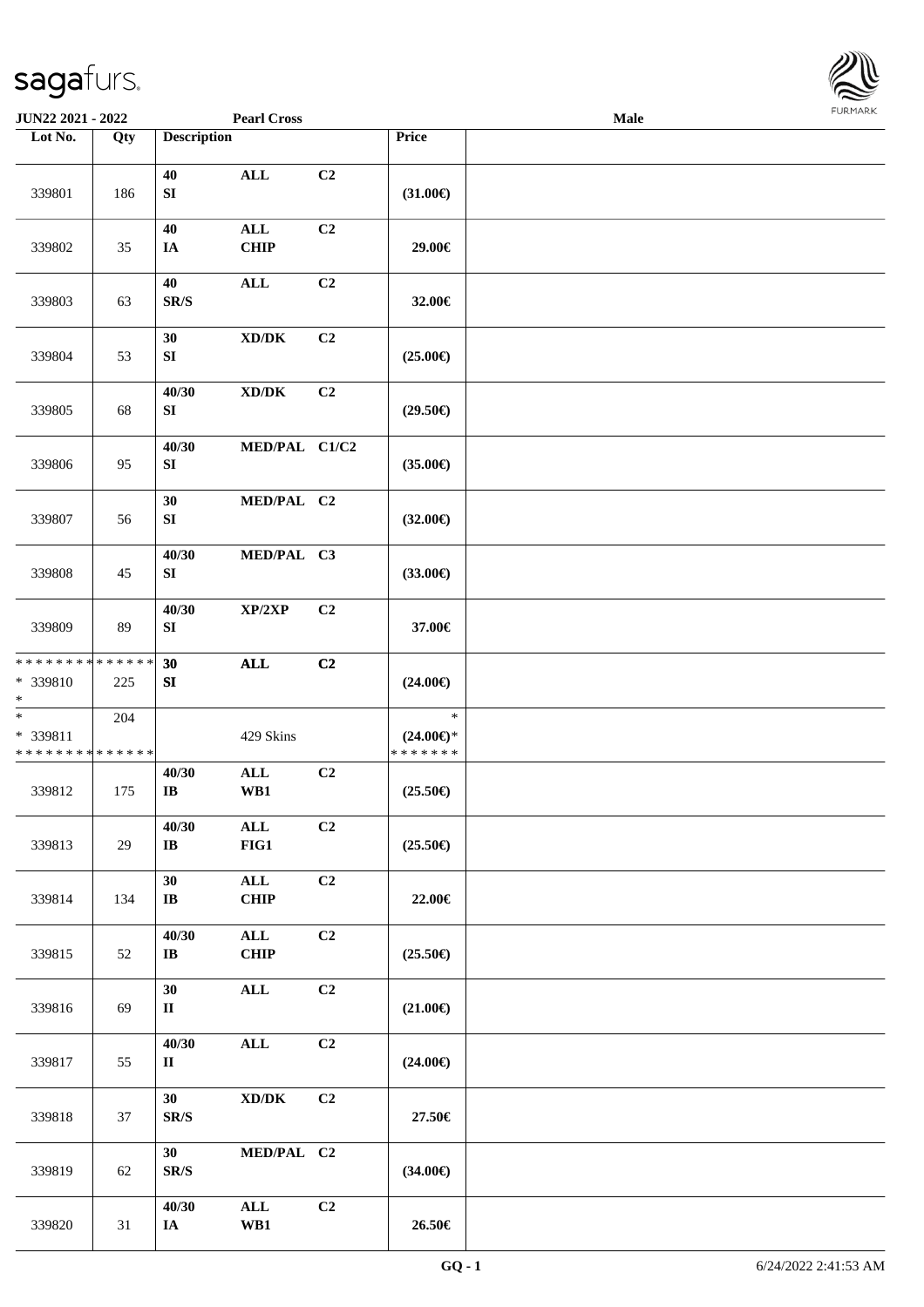JUN22 2021 - 2022 | Pearl Cross | Male

| Lot No. | Qty | Description | | | Price | |
|---|---|---|---|---|---|---|
| 339801 | 186 | 40<br>SI | ALL | C2 | (31.00€) | |
| 339802 | 35 | 40<br>IA | ALL<br>CHIP | C2 | 29.00€ | |
| 339803 | 63 | 40<br>SR/S | ALL | C2 | 32.00€ | |
| 339804 | 53 | 30<br>SI | XD/DK | C2 | (25.00€) | |
| 339805 | 68 | 40/30<br>SI | XD/DK | C2 | (29.50€) | |
| 339806 | 95 | 40/30<br>SI | MED/PAL | C1/C2 | (35.00€) | |
| 339807 | 56 | 30<br>SI | MED/PAL | C2 | (32.00€) | |
| 339808 | 45 | 40/30<br>SI | MED/PAL | C3 | (33.00€) | |
| 339809 | 89 | 40/30<br>SI | XP/2XP | C2 | 37.00€ | |
| * * * * * * * * * * * * * *<br>* 339810<br>* | 225 | 30<br>SI | ALL | C2 | (24.00€) | |
| *<br>* 339811<br>* * * * * * * * * * * * * * | 204 | | 429 Skins | | *<br>(24.00€)*<br>* * * * * * * | |
| 339812 | 175 | 40/30<br>IB | ALL<br>WB1 | C2 | (25.50€) | |
| 339813 | 29 | 40/30<br>IB | ALL<br>FIG1 | C2 | (25.50€) | |
| 339814 | 134 | 30<br>IB | ALL<br>CHIP | C2 | 22.00€ | |
| 339815 | 52 | 40/30<br>IB | ALL<br>CHIP | C2 | (25.50€) | |
| 339816 | 69 | 30<br>II | ALL | C2 | (21.00€) | |
| 339817 | 55 | 40/30<br>II | ALL | C2 | (24.00€) | |
| 339818 | 37 | 30<br>SR/S | XD/DK | C2 | 27.50€ | |
| 339819 | 62 | 30<br>SR/S | MED/PAL | C2 | (34.00€) | |
| 339820 | 31 | 40/30<br>IA | ALL<br>WB1 | C2 | 26.50€ | |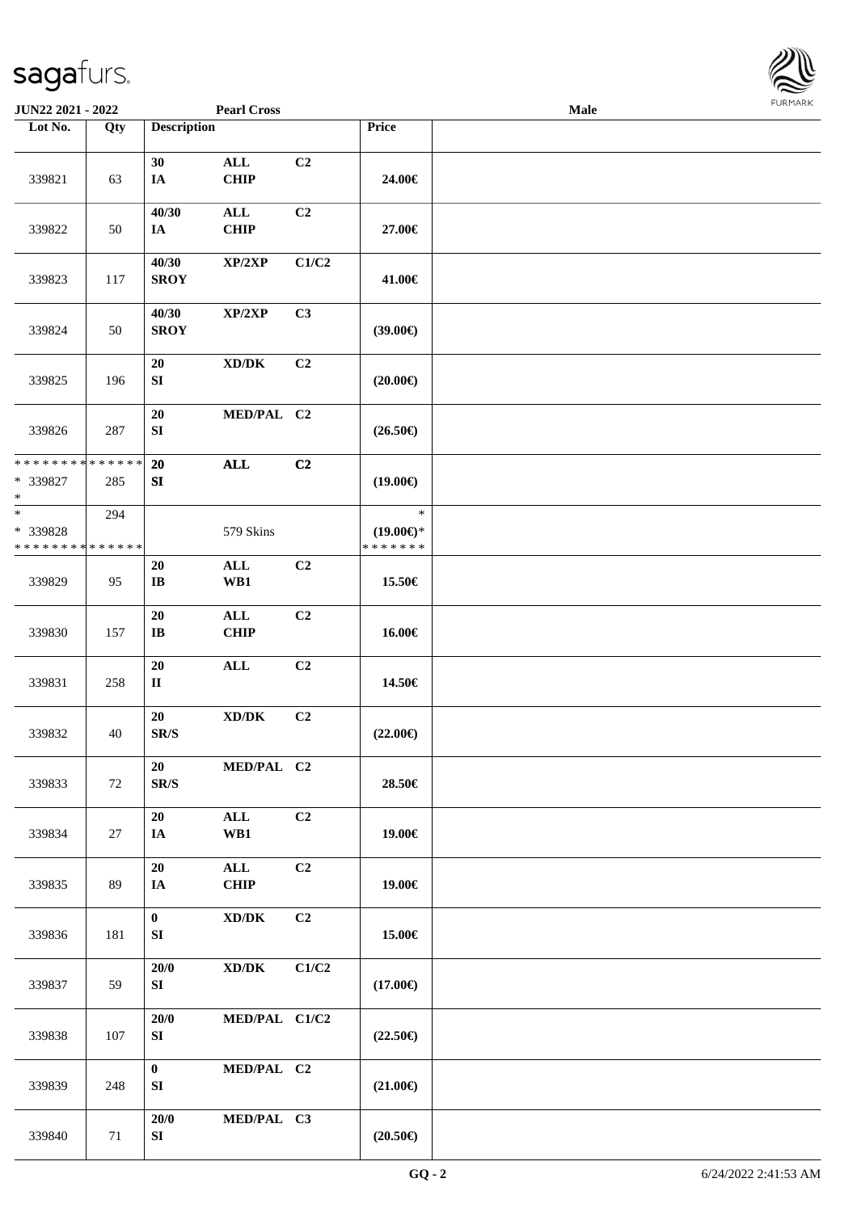| Lot No. | Qty | Description | | | Price | |
|---|---|---|---|---|---|---|
| 339821 | 63 | 30 IA | ALL CHIP | C2 | 24.00€ | |
| 339822 | 50 | 40/30 IA | ALL CHIP | C2 | 27.00€ | |
| 339823 | 117 | 40/30 SROY | XP/2XP | C1/C2 | 41.00€ | |
| 339824 | 50 | 40/30 SROY | XP/2XP | C3 | (39.00€) | |
| 339825 | 196 | 20 SI | XD/DK | C2 | (20.00€) | |
| 339826 | 287 | 20 SI | MED/PAL | C2 | (26.50€) | |
| * * * * * * * * * * * * * * * 339827 * | 285 | 20 SI | ALL | C2 | (19.00€) | |
| * * 339828 * * * * * * * * * * * * * * | 294 | | 579 Skins | | * (19.00€)* * * * * * * * | |
| 339829 | 95 | 20 IB | ALL WB1 | C2 | 15.50€ | |
| 339830 | 157 | 20 IB | ALL CHIP | C2 | 16.00€ | |
| 339831 | 258 | 20 II | ALL | C2 | 14.50€ | |
| 339832 | 40 | 20 SR/S | XD/DK | C2 | (22.00€) | |
| 339833 | 72 | 20 SR/S | MED/PAL | C2 | 28.50€ | |
| 339834 | 27 | 20 IA | ALL WB1 | C2 | 19.00€ | |
| 339835 | 89 | 20 IA | ALL CHIP | C2 | 19.00€ | |
| 339836 | 181 | 0 SI | XD/DK | C2 | 15.00€ | |
| 339837 | 59 | 20/0 SI | XD/DK | C1/C2 | (17.00€) | |
| 339838 | 107 | 20/0 SI | MED/PAL | C1/C2 | (22.50€) | |
| 339839 | 248 | 0 SI | MED/PAL | C2 | (21.00€) | |
| 339840 | 71 | 20/0 SI | MED/PAL | C3 | (20.50€) | |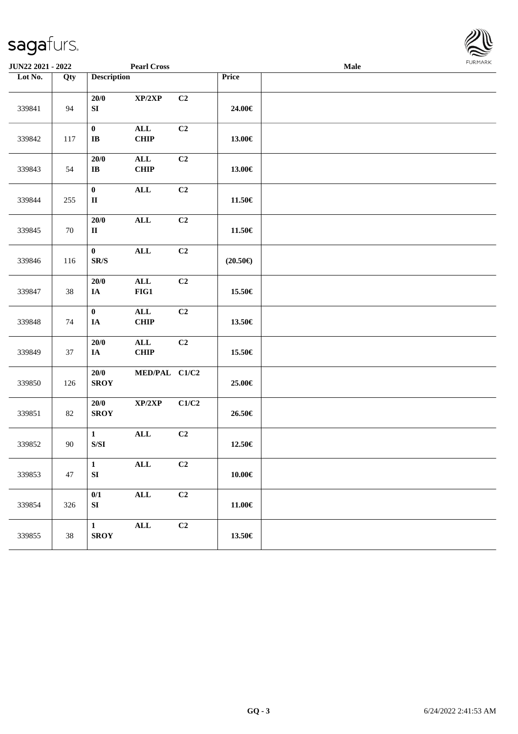**JUN22 2021 - 2022** **Pearl Cross** **Male**

| Lot No. | Qty | Description | | | Price | |
|---|---|---|---|---|---|---|
| 339841 | 94 | 20/0<br>SI | XP/2XP | C2 | 24.00€ | |
| 339842 | 117 | 0<br>IB | ALL<br>CHIP | C2 | 13.00€ | |
| 339843 | 54 | 20/0<br>IB | ALL<br>CHIP | C2 | 13.00€ | |
| 339844 | 255 | 0<br>II | ALL | C2 | 11.50€ | |
| 339845 | 70 | 20/0<br>II | ALL | C2 | 11.50€ | |
| 339846 | 116 | 0<br>SR/S | ALL | C2 | (20.50€) | |
| 339847 | 38 | 20/0<br>IA | ALL<br>FIG1 | C2 | 15.50€ | |
| 339848 | 74 | 0<br>IA | ALL<br>CHIP | C2 | 13.50€ | |
| 339849 | 37 | 20/0<br>IA | ALL<br>CHIP | C2 | 15.50€ | |
| 339850 | 126 | 20/0<br>SROY | MED/PAL | C1/C2 | 25.00€ | |
| 339851 | 82 | 20/0<br>SROY | XP/2XP | C1/C2 | 26.50€ | |
| 339852 | 90 | 1<br>S/SI | ALL | C2 | 12.50€ | |
| 339853 | 47 | 1<br>SI | ALL | C2 | 10.00€ | |
| 339854 | 326 | 0/1<br>SI | ALL | C2 | 11.00€ | |
| 339855 | 38 | 1<br>SROY | ALL | C2 | 13.50€ | |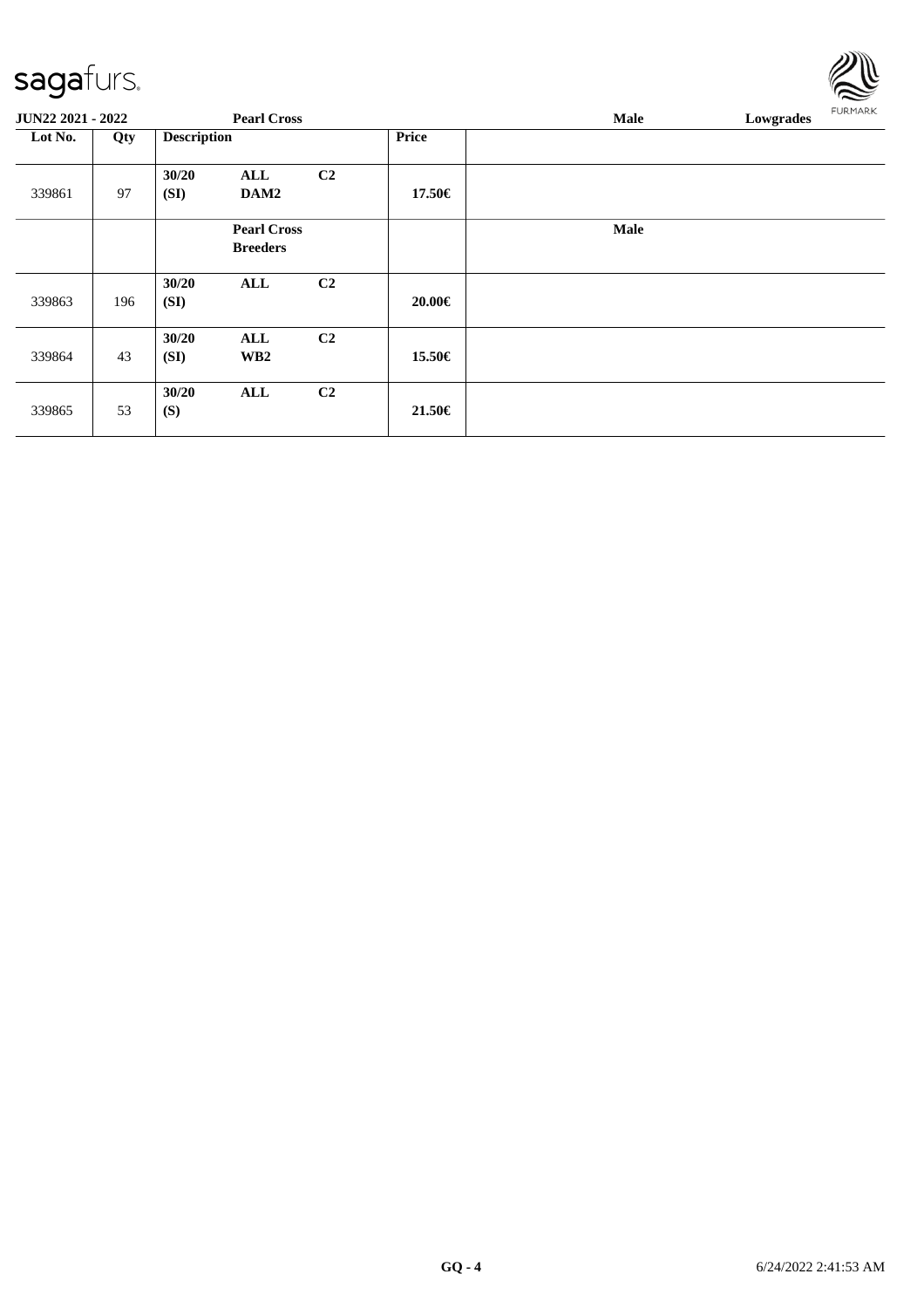**JUN22 2021 - 2022** | **Pearl Cross** | **Male** | **Lowgrades**

| Lot No. | Qty | Description | | | Price | |
|---|---|---|---|---|---|---|
| 339861 | 97 | **30/20 (SI)** | **ALL DAM2** | **C2** | **17.50€** | |
| | | | **Pearl Cross Breeders** | | | **Male** |
| 339863 | 196 | **30/20 (SI)** | **ALL** | **C2** | **20.00€** | |
| 339864 | 43 | **30/20 (SI)** | **ALL WB2** | **C2** | **15.50€** | |
| 339865 | 53 | **30/20 (S)** | **ALL** | **C2** | **21.50€** | |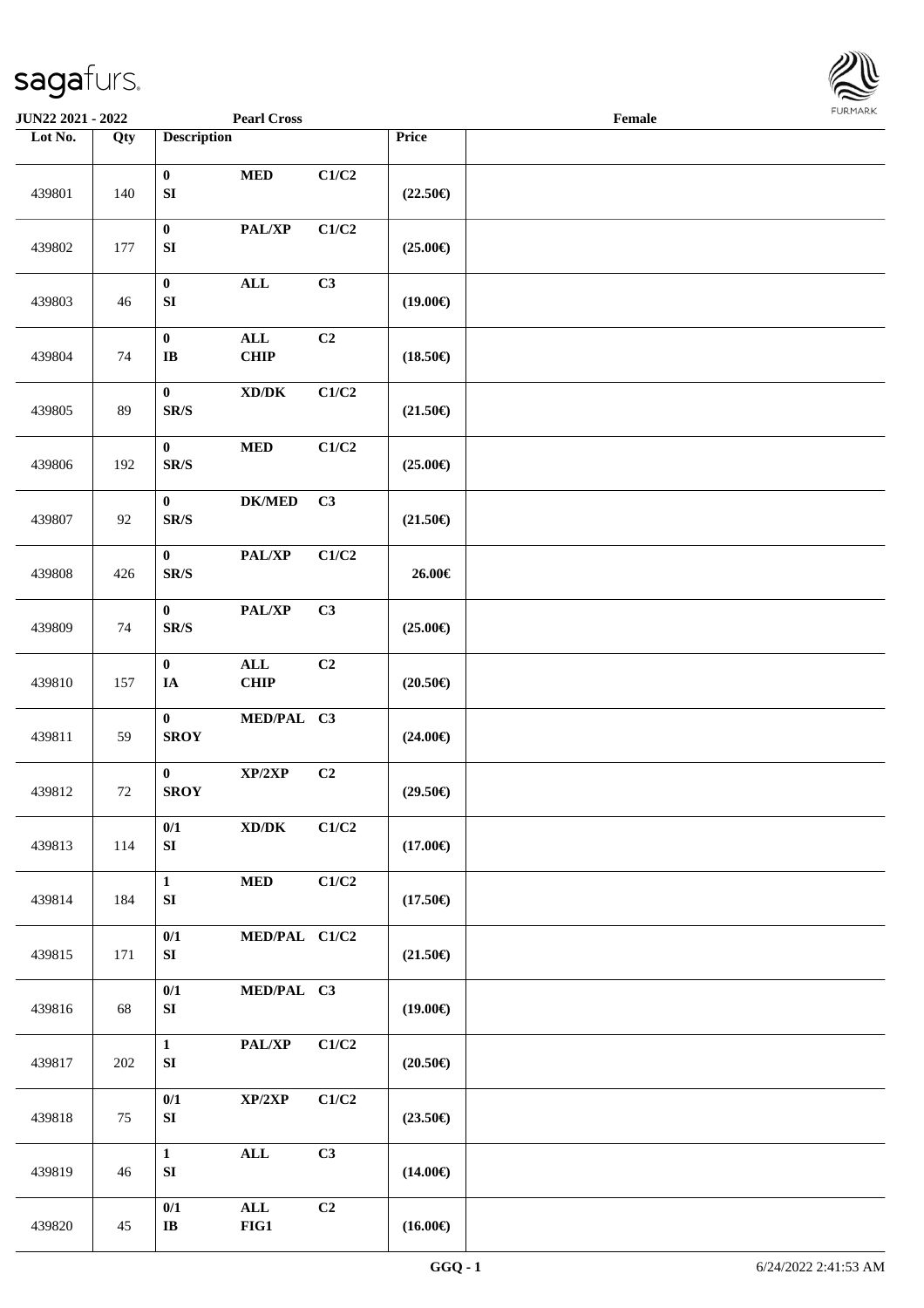JUN22 2021 - 2022 | Pearl Cross | Female

| Lot No. | Qty | Description | | | Price | |
|---|---|---|---|---|---|---|
| 439801 | 140 | 0 SI | MED | C1/C2 | (22.50€) | |
| 439802 | 177 | 0 SI | PAL/XP | C1/C2 | (25.00€) | |
| 439803 | 46 | 0 SI | ALL | C3 | (19.00€) | |
| 439804 | 74 | 0 IB | ALL CHIP | C2 | (18.50€) | |
| 439805 | 89 | 0 SR/S | XD/DK | C1/C2 | (21.50€) | |
| 439806 | 192 | 0 SR/S | MED | C1/C2 | (25.00€) | |
| 439807 | 92 | 0 SR/S | DK/MED | C3 | (21.50€) | |
| 439808 | 426 | 0 SR/S | PAL/XP | C1/C2 | 26.00€ | |
| 439809 | 74 | 0 SR/S | PAL/XP | C3 | (25.00€) | |
| 439810 | 157 | 0 IA | ALL CHIP | C2 | (20.50€) | |
| 439811 | 59 | 0 SROY | MED/PAL | C3 | (24.00€) | |
| 439812 | 72 | 0 SROY | XP/2XP | C2 | (29.50€) | |
| 439813 | 114 | 0/1 SI | XD/DK | C1/C2 | (17.00€) | |
| 439814 | 184 | 1 SI | MED | C1/C2 | (17.50€) | |
| 439815 | 171 | 0/1 SI | MED/PAL | C1/C2 | (21.50€) | |
| 439816 | 68 | 0/1 SI | MED/PAL | C3 | (19.00€) | |
| 439817 | 202 | 1 SI | PAL/XP | C1/C2 | (20.50€) | |
| 439818 | 75 | 0/1 SI | XP/2XP | C1/C2 | (23.50€) | |
| 439819 | 46 | 1 SI | ALL | C3 | (14.00€) | |
| 439820 | 45 | 0/1 IB | ALL FIG1 | C2 | (16.00€) | |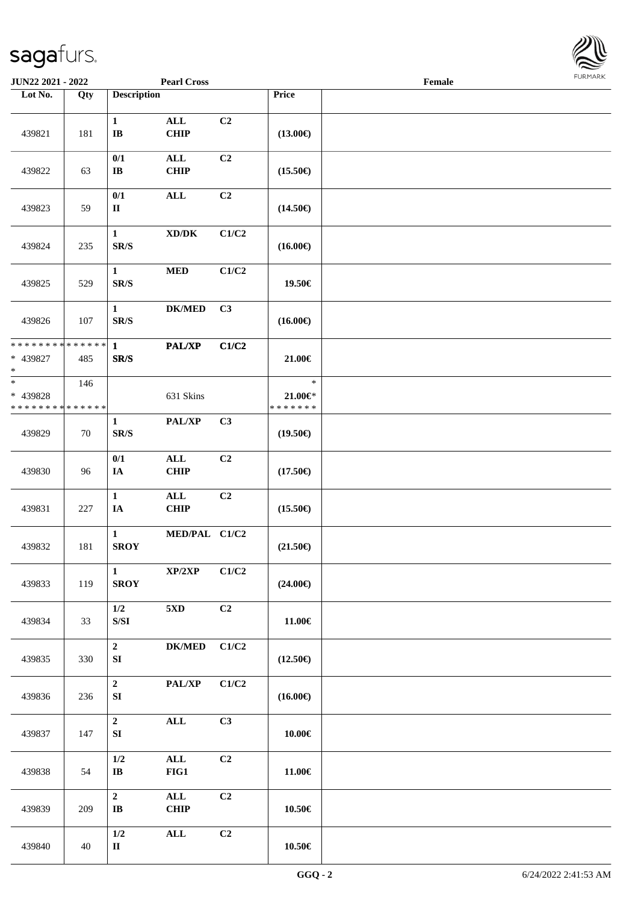JUN22 2021 - 2022 — Pearl Cross — Female

| Lot No. | Qty | Description | | | Price | |
|---|---|---|---|---|---|---|
| 439821 | 181 | 1 IB | ALL CHIP | C2 | (13.00€) | |
| 439822 | 63 | 0/1 IB | ALL CHIP | C2 | (15.50€) | |
| 439823 | 59 | 0/1 II | ALL | C2 | (14.50€) | |
| 439824 | 235 | 1 SR/S | XD/DK | C1/C2 | (16.00€) | |
| 439825 | 529 | 1 SR/S | MED | C1/C2 | 19.50€ | |
| 439826 | 107 | 1 SR/S | DK/MED | C3 | (16.00€) | |
| * * * * * * * * * * * * * * * 439827 * | 485 | 1 SR/S | PAL/XP | C1/C2 | 21.00€ | |
| * * 439828 * * * * * * * * * * * * * * | 146 | | 631 Skins | | * 21.00€* * * * * * * * | |
| 439829 | 70 | 1 SR/S | PAL/XP | C3 | (19.50€) | |
| 439830 | 96 | 0/1 IA | ALL CHIP | C2 | (17.50€) | |
| 439831 | 227 | 1 IA | ALL CHIP | C2 | (15.50€) | |
| 439832 | 181 | 1 SROY | MED/PAL | C1/C2 | (21.50€) | |
| 439833 | 119 | 1 SROY | XP/2XP | C1/C2 | (24.00€) | |
| 439834 | 33 | 1/2 S/SI | 5XD | C2 | 11.00€ | |
| 439835 | 330 | 2 SI | DK/MED | C1/C2 | (12.50€) | |
| 439836 | 236 | 2 SI | PAL/XP | C1/C2 | (16.00€) | |
| 439837 | 147 | 2 SI | ALL | C3 | 10.00€ | |
| 439838 | 54 | 1/2 IB | ALL FIG1 | C2 | 11.00€ | |
| 439839 | 209 | 2 IB | ALL CHIP | C2 | 10.50€ | |
| 439840 | 40 | 1/2 II | ALL | C2 | 10.50€ | |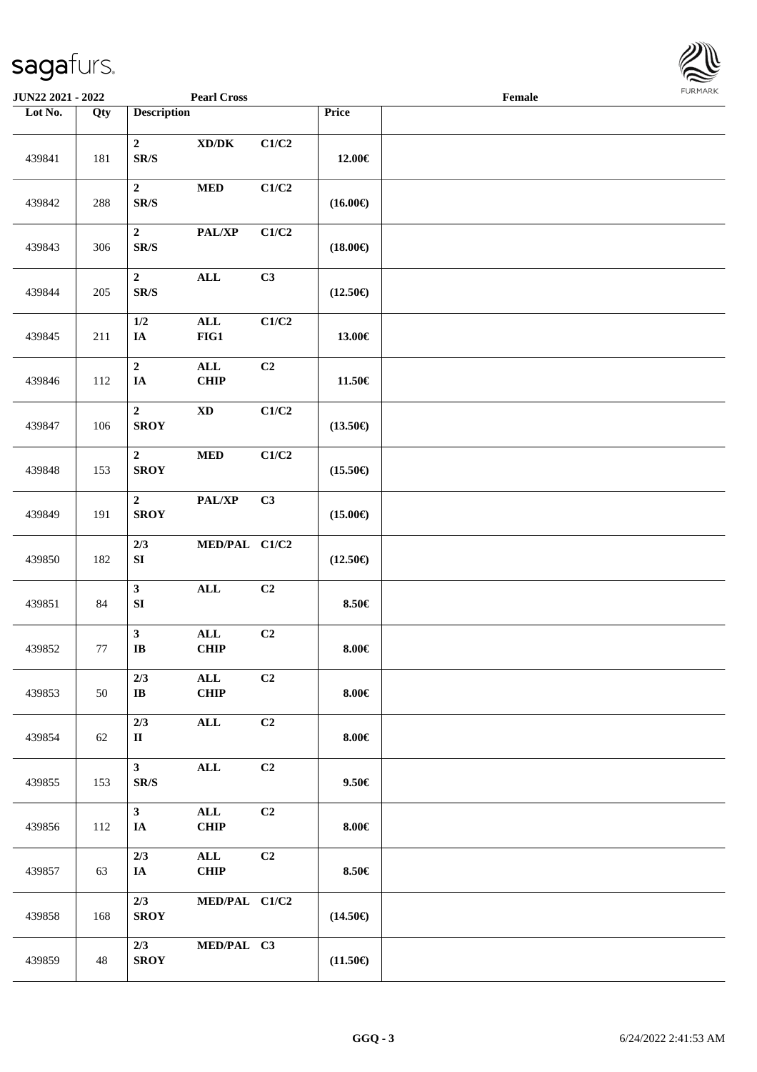| Lot No. | Qty | Description | | | Price | |
|---|---|---|---|---|---|---|
| 439841 | 181 | 2<br>SR/S | XD/DK | C1/C2 | 12.00€ | |
| 439842 | 288 | 2<br>SR/S | MED | C1/C2 | (16.00€) | |
| 439843 | 306 | 2<br>SR/S | PAL/XP | C1/C2 | (18.00€) | |
| 439844 | 205 | 2<br>SR/S | ALL | C3 | (12.50€) | |
| 439845 | 211 | 1/2<br>IA | ALL<br>FIG1 | C1/C2 | 13.00€ | |
| 439846 | 112 | 2<br>IA | ALL<br>CHIP | C2 | 11.50€ | |
| 439847 | 106 | 2<br>SROY | XD | C1/C2 | (13.50€) | |
| 439848 | 153 | 2<br>SROY | MED | C1/C2 | (15.50€) | |
| 439849 | 191 | 2<br>SROY | PAL/XP | C3 | (15.00€) | |
| 439850 | 182 | 2/3<br>SI | MED/PAL | C1/C2 | (12.50€) | |
| 439851 | 84 | 3<br>SI | ALL | C2 | 8.50€ | |
| 439852 | 77 | 3<br>IB | ALL<br>CHIP | C2 | 8.00€ | |
| 439853 | 50 | 2/3<br>IB | ALL<br>CHIP | C2 | 8.00€ | |
| 439854 | 62 | 2/3<br>II | ALL | C2 | 8.00€ | |
| 439855 | 153 | 3<br>SR/S | ALL | C2 | 9.50€ | |
| 439856 | 112 | 3<br>IA | ALL<br>CHIP | C2 | 8.00€ | |
| 439857 | 63 | 2/3<br>IA | ALL<br>CHIP | C2 | 8.50€ | |
| 439858 | 168 | 2/3<br>SROY | MED/PAL | C1/C2 | (14.50€) | |
| 439859 | 48 | 2/3<br>SROY | MED/PAL | C3 | (11.50€) | |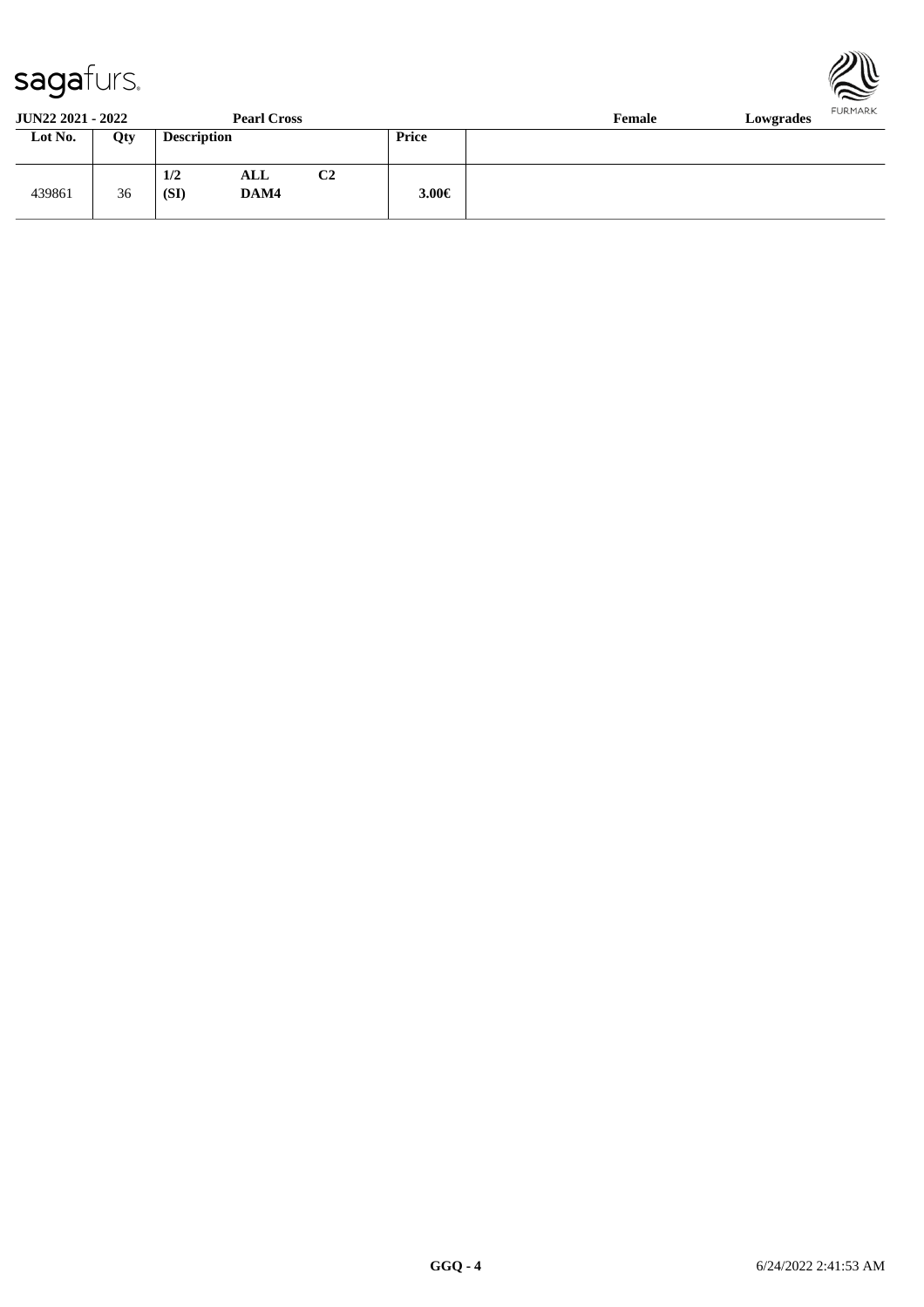**JUN22 2021 - 2022** **Pearl Cross** **Female** **Lowgrades**

| Lot No. | Qty | Description | | | Price | |
|---|---|---|---|---|---|---|
| 439861 | 36 | **1/2** **(SI)** | **ALL** **DAM4** | **C2** | **3.00€** | |